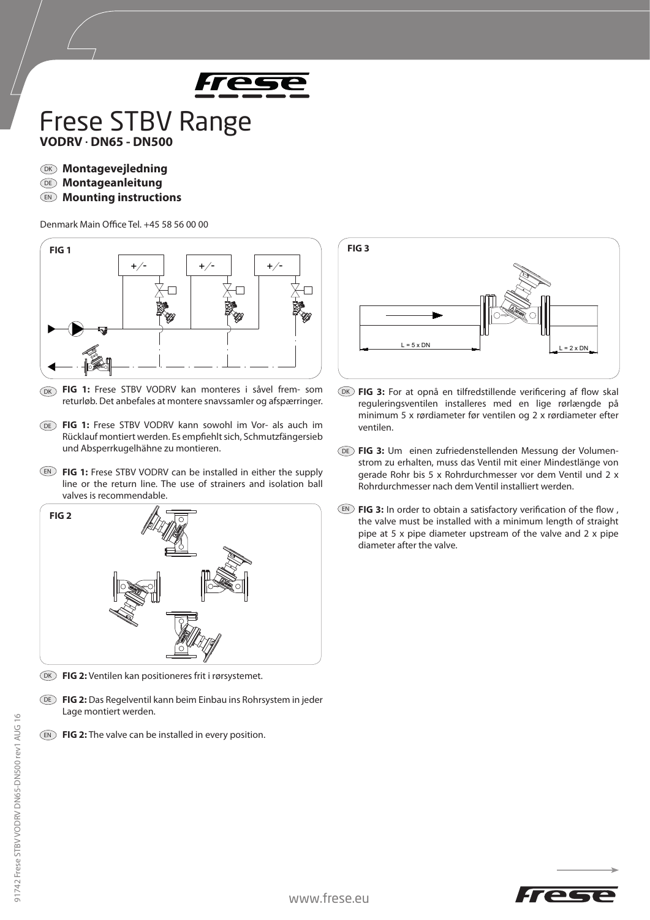# Frese STBV Range

**VODRV · DN65 - DN500**

DK **Montagevejledning**
DE **Montageanleitung**
EN **Mounting instructions**

Denmark Main Office Tel. +45 58 56 00 00

**FIG 1**

DK **FIG 1:** Frese STBV VODRV kan monteres i såvel frem- som returløb. Det anbefales at montere snavssamler og afspærringer.

DE **FIG 1:** Frese STBV VODRV kann sowohl im Vor- als auch im Rücklauf montiert werden. Es empfiehlt sich, Schmutzfängersieb und Absperrkugelhähne zu montieren.

EN **FIG 1:** Frese STBV VODRV can be installed in either the supply line or the return line. The use of strainers and isolation ball valves is recommendable.

**FIG 2**

DK **FIG 2:** Ventilen kan positioneres frit i rørsystemet.

DE **FIG 2:** Das Regelventil kann beim Einbau ins Rohrsystem in jeder Lage montiert werden.

EN **FIG 2:** The valve can be installed in every position.

**FIG 3**

L = 5 x DN

L = 2 x DN

DK **FIG 3:** For at opnå en tilfredstillende verificering af flow skal reguleringsventilen installeres med en lige rørlængde på minimum 5 x rørdiameter før ventilen og 2 x rørdiameter efter ventilen.

DE **FIG 3:** Um einen zufriedenstellenden Messung der Volumenstrom zu erhalten, muss das Ventil mit einer Mindestlänge von gerade Rohr bis 5 x Rohrdurchmesser vor dem Ventil und 2 x Rohrdurchmesser nach dem Ventil installiert werden.

EN **FIG 3:** In order to obtain a satisfactory verification of the flow , the valve must be installed with a minimum length of straight pipe at 5 x pipe diameter upstream of the valve and 2 x pipe diameter after the valve.

91742 Frese STBV VODRV DN65-DN500 rev1 AUG 16

www.frese.eu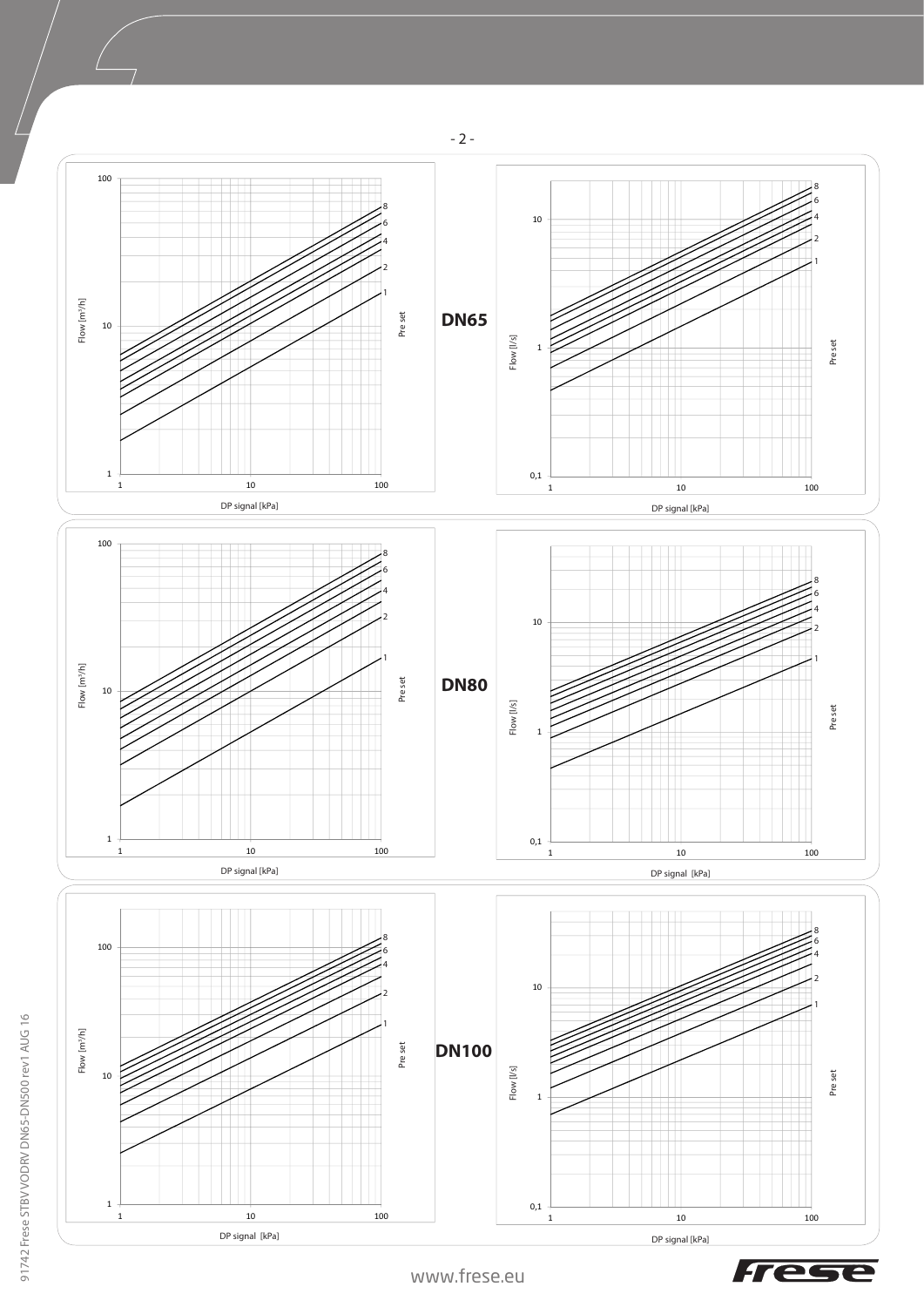## DN65

Flow [m³/h] vs DP signal [kPa] — Pre set: 1, 2, 4, 6, 8

Flow [l/s] vs DP signal [kPa] — Pre set: 1, 2, 4, 6, 8

## DN80

Flow [m³/h] vs DP signal [kPa] — Pre set: 1, 2, 4, 6, 8

Flow [l/s] vs DP signal [kPa] — Pre set: 1, 2, 4, 6, 8

## DN100

Flow [m³/h] vs DP signal [kPa] — Pre set: 1, 2, 4, 6, 8

Flow [l/s] vs DP signal [kPa] — Pre set: 1, 2, 4, 6, 8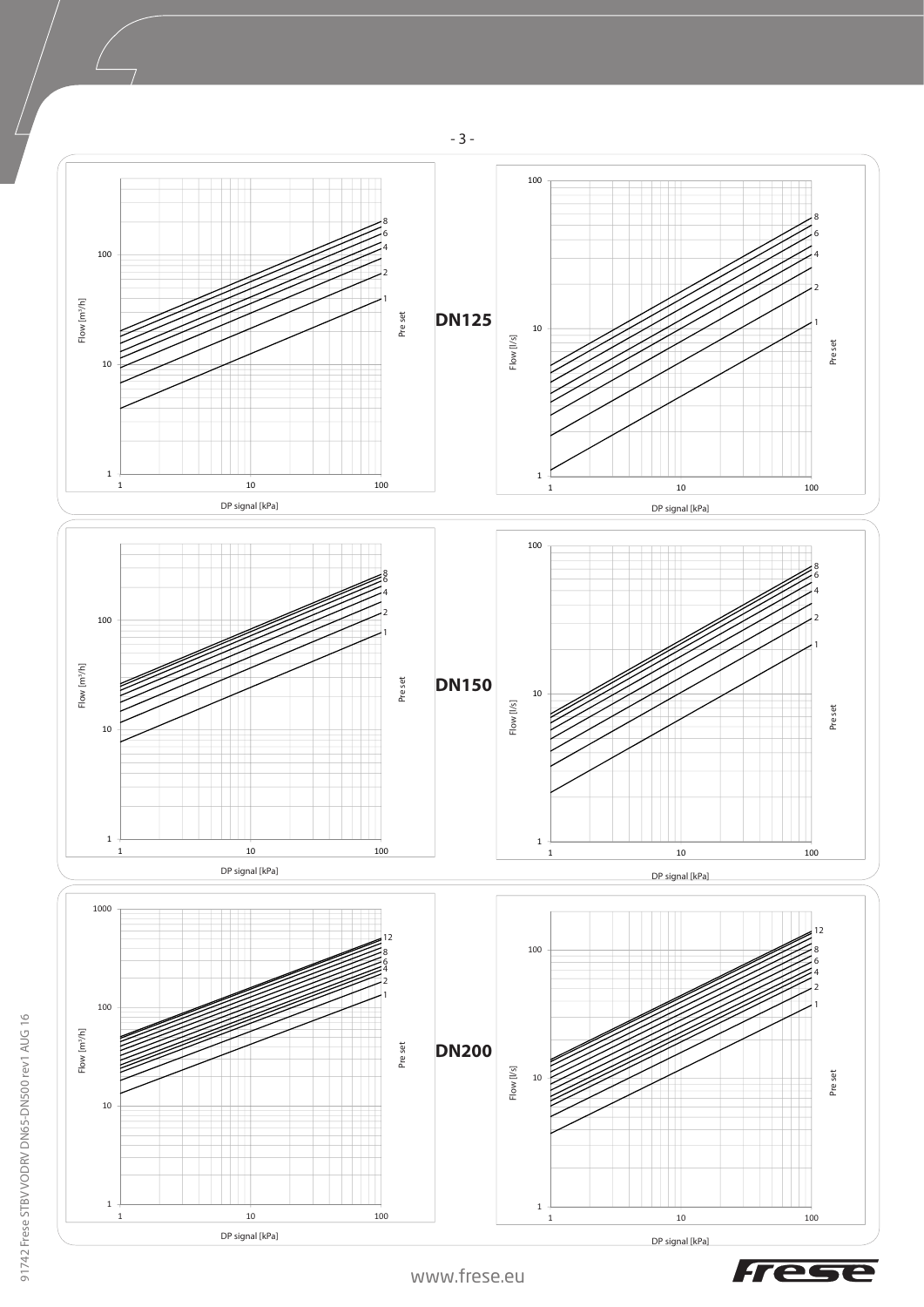**DN125**

Flow [m³/h] — DP signal [kPa] — Pre set: 1, 2, 4, 6, 8

Flow [l/s] — DP signal [kPa] — Pre set: 1, 2, 4, 6, 8

**DN150**

Flow [m³/h] — DP signal [kPa] — Pre set: 1, 2, 4, 6, 8

Flow [l/s] — DP signal [kPa] — Pre set: 1, 2, 4, 6, 8

**DN200**

Flow [m³/h] — DP signal [kPa] — Pre set: 1, 2, 4, 6, 8, 12

Flow [l/s] — DP signal [kPa] — Pre set: 1, 2, 4, 6, 8, 12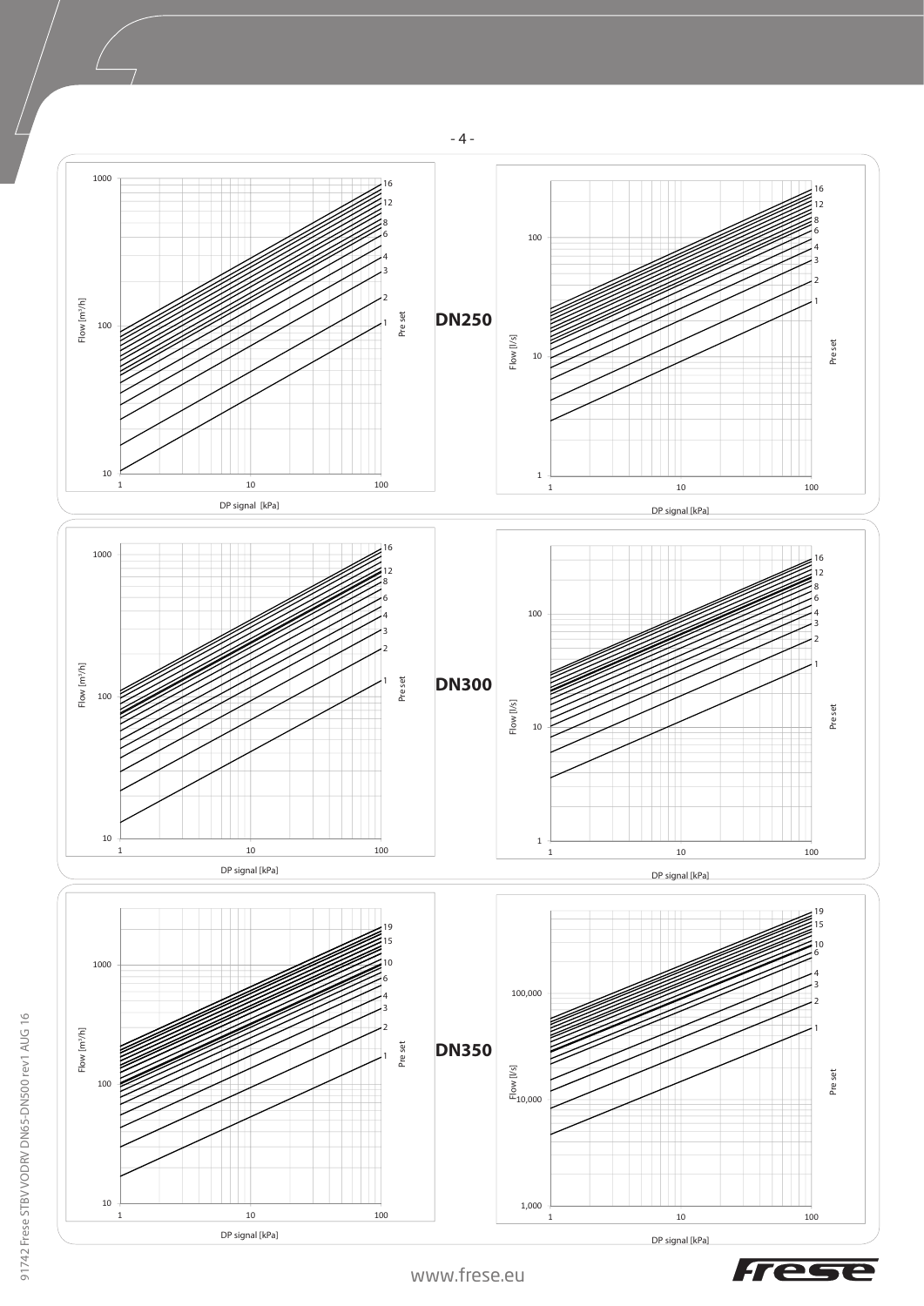**DN250**

Flow [m³/h] — DP signal [kPa] — Pre set: 1, 2, 3, 4, 6, 8, 12, 16

Flow [l/s] — DP signal [kPa] — Pre set: 1, 2, 3, 4, 6, 8, 12, 16

**DN300**

Flow [m³/h] — DP signal [kPa] — Pre set: 1, 2, 3, 4, 6, 8, 12, 16

Flow [l/s] — DP signal [kPa] — Pre set: 1, 2, 3, 4, 6, 8, 12, 16

**DN350**

Flow [m³/h] — DP signal [kPa] — Pre set: 1, 2, 3, 4, 6, 10, 15, 19

Flow [l/s] — DP signal [kPa] — Pre set: 1, 2, 3, 4, 6, 10, 15, 19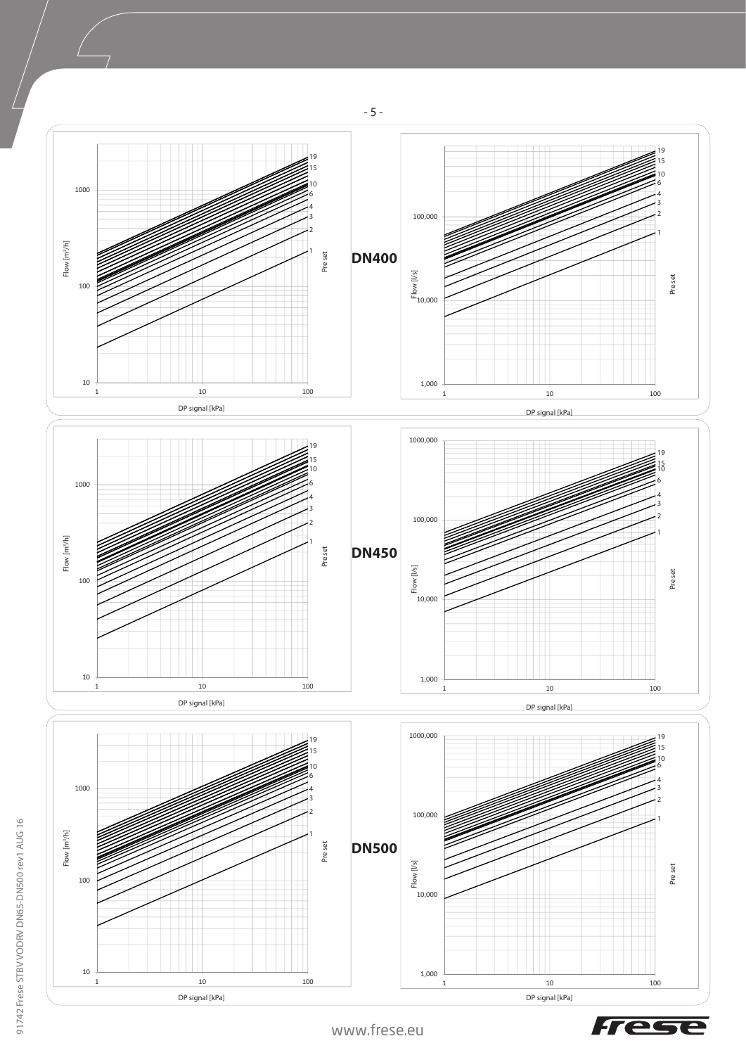**DN400**

Flow [m³/h]

1000
100
10

1
10
100

DP signal [kPa]

Pre set

19
15
10
6
4
3
2
1

Flow [l/s]

100,000
10,000
1,000

1
10
100

DP signal [kPa]

Pre set

19
15
10
6
4
3
2
1

**DN450**

Flow [m³/h]

1000
100
10

1
10
100

DP signal [kPa]

Pre set

19
15
10
6
4
3
2
1

Flow [l/s]

1000,000
100,000
10,000
1,000

1
10
100

DP signal [kPa]

Pre set

19
15
10
6
4
3
2
1

**DN500**

Flow [m³/h]

1000
100
10

1
10
100

DP signal [kPa]

Pre set

19
15
10
6
4
3
2
1

Flow [l/s]

1000,000
100,000
10,000
1,000

1
10
100

DP signal [kPa]

Pre set

19
15
10
6
4
3
2
1

www.frese.eu